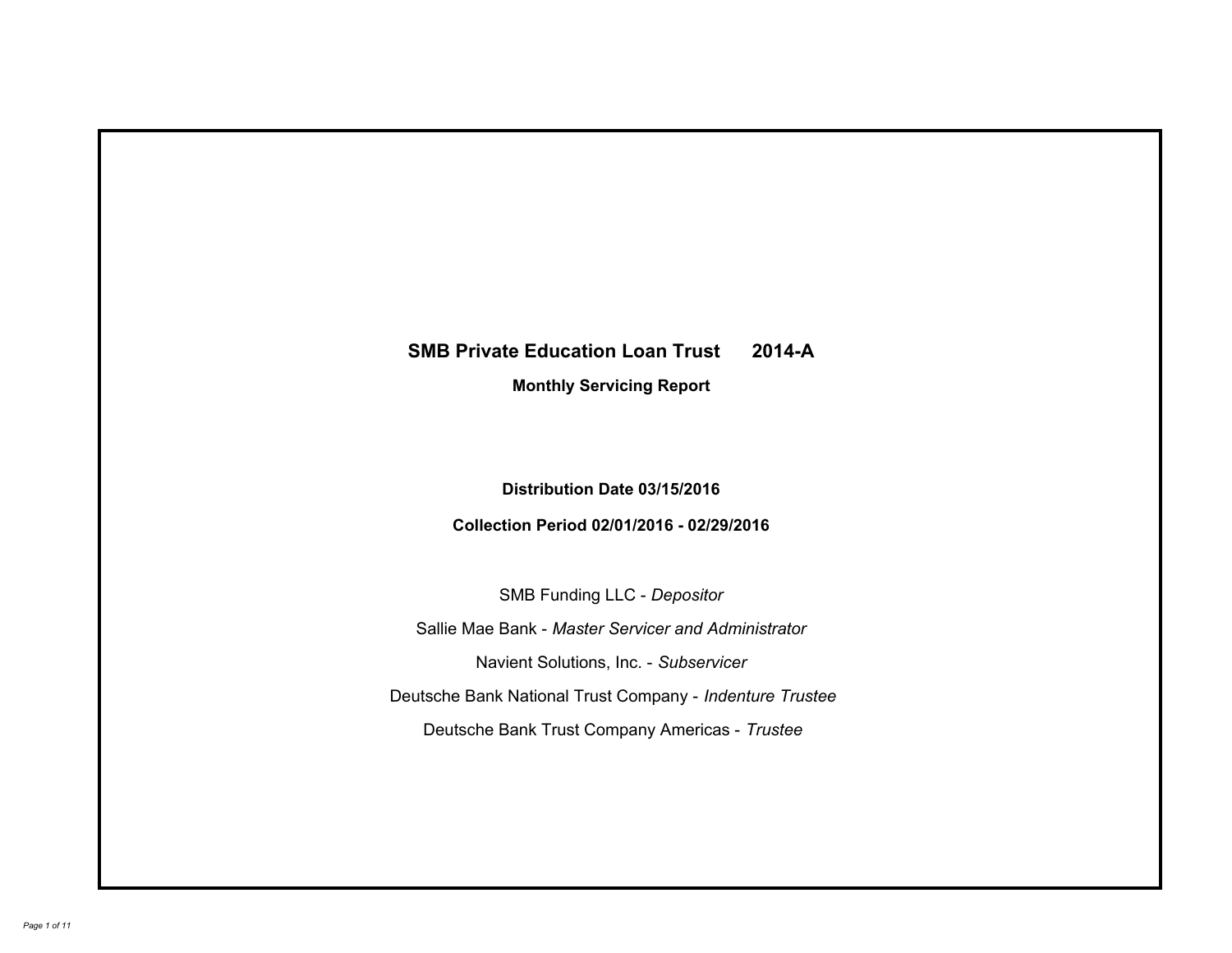# SMB Private Education Loan Trust 2014-A

## Monthly Servicing Report

**Distribution Date 03/15/2016**

**Collection Period 02/01/2016 - 02/29/2016**

SMB Funding LLC - *Depositor*

Sallie Mae Bank - *Master Servicer and Administrator*

Navient Solutions, Inc. - *Subservicer*

Deutsche Bank National Trust Company - *Indenture Trustee*

Deutsche Bank Trust Company Americas - *Trustee*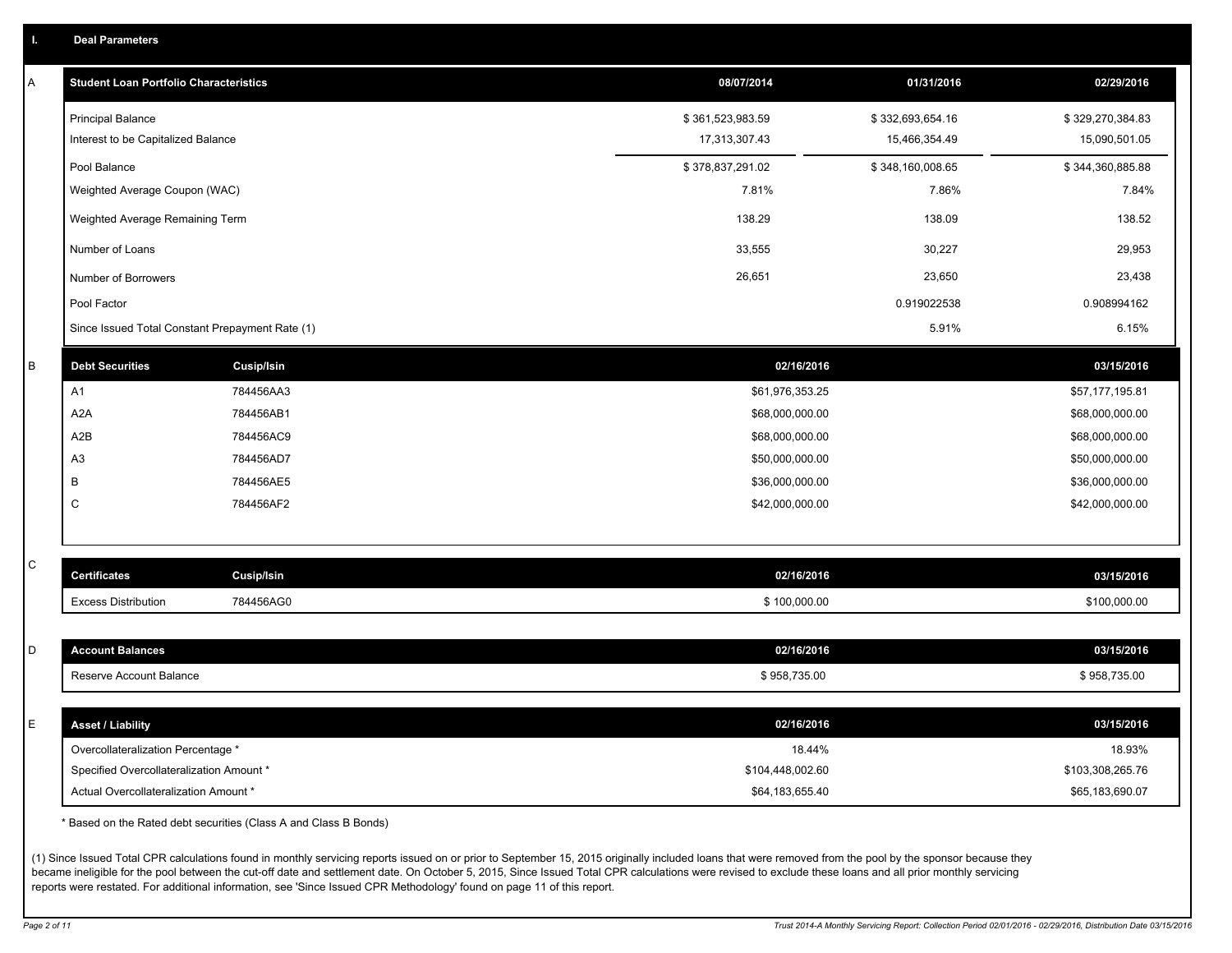## I. Deal Parameters

### A

| Student Loan Portfolio Characteristics | 08/07/2014 | 01/31/2016 | 02/29/2016 |
|---|---|---|---|
| Principal Balance | $ 361,523,983.59 | $ 332,693,654.16 | $ 329,270,384.83 |
| Interest to be Capitalized Balance | 17,313,307.43 | 15,466,354.49 | 15,090,501.05 |
| Pool Balance | $ 378,837,291.02 | $ 348,160,008.65 | $ 344,360,885.88 |
| Weighted Average Coupon (WAC) | 7.81% | 7.86% | 7.84% |
| Weighted Average Remaining Term | 138.29 | 138.09 | 138.52 |
| Number of Loans | 33,555 | 30,227 | 29,953 |
| Number of Borrowers | 26,651 | 23,650 | 23,438 |
| Pool Factor | | 0.919022538 | 0.908994162 |
| Since Issued Total Constant Prepayment Rate (1) | | 5.91% | 6.15% |

### B

| Debt Securities | Cusip/Isin | 02/16/2016 | 03/15/2016 |
|---|---|---|---|
| A1 | 784456AA3 | $61,976,353.25 | $57,177,195.81 |
| A2A | 784456AB1 | $68,000,000.00 | $68,000,000.00 |
| A2B | 784456AC9 | $68,000,000.00 | $68,000,000.00 |
| A3 | 784456AD7 | $50,000,000.00 | $50,000,000.00 |
| B | 784456AE5 | $36,000,000.00 | $36,000,000.00 |
| C | 784456AF2 | $42,000,000.00 | $42,000,000.00 |

### C

| Certificates | Cusip/Isin | 02/16/2016 | 03/15/2016 |
|---|---|---|---|
| Excess Distribution | 784456AG0 | $ 100,000.00 | $100,000.00 |

### D

| Account Balances | 02/16/2016 | 03/15/2016 |
|---|---|---|
| Reserve Account Balance | $ 958,735.00 | $ 958,735.00 |

### E

| Asset / Liability | 02/16/2016 | 03/15/2016 |
|---|---|---|
| Overcollateralization Percentage * | 18.44% | 18.93% |
| Specified Overcollateralization Amount * | $104,448,002.60 | $103,308,265.76 |
| Actual Overcollateralization Amount * | $64,183,655.40 | $65,183,690.07 |

* Based on the Rated debt securities (Class A and Class B Bonds)

(1) Since Issued Total CPR calculations found in monthly servicing reports issued on or prior to September 15, 2015 originally included loans that were removed from the pool by the sponsor because they became ineligible for the pool between the cut-off date and settlement date. On October 5, 2015, Since Issued Total CPR calculations were revised to exclude these loans and all prior monthly servicing reports were restated. For additional information, see 'Since Issued CPR Methodology' found on page 11 of this report.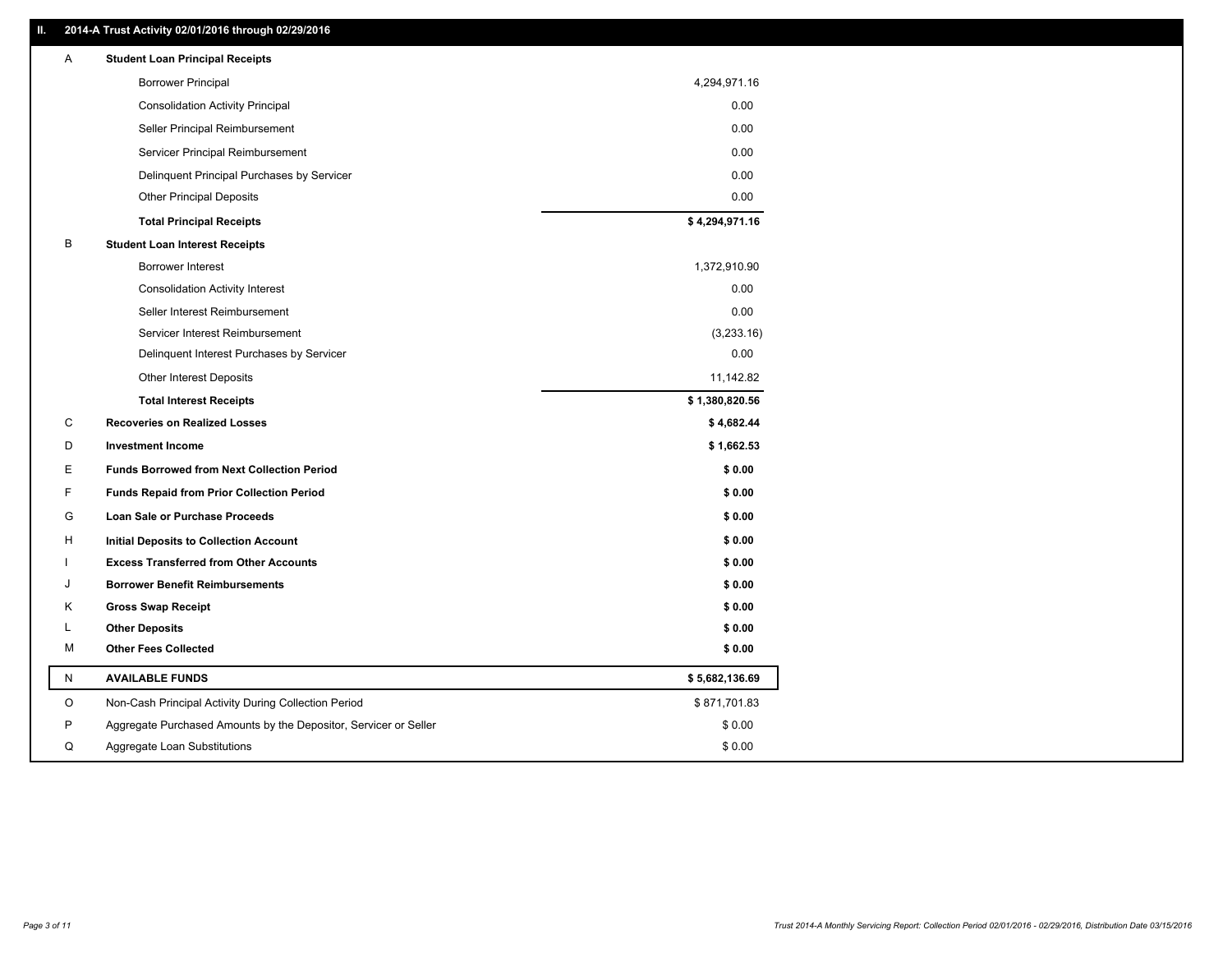## II. 2014-A Trust Activity 02/01/2016 through 02/29/2016

| | | |
|---|---|---|
| A | **Student Loan Principal Receipts** | |
| | Borrower Principal | 4,294,971.16 |
| | Consolidation Activity Principal | 0.00 |
| | Seller Principal Reimbursement | 0.00 |
| | Servicer Principal Reimbursement | 0.00 |
| | Delinquent Principal Purchases by Servicer | 0.00 |
| | Other Principal Deposits | 0.00 |
| | **Total Principal Receipts** | **$ 4,294,971.16** |
| B | **Student Loan Interest Receipts** | |
| | Borrower Interest | 1,372,910.90 |
| | Consolidation Activity Interest | 0.00 |
| | Seller Interest Reimbursement | 0.00 |
| | Servicer Interest Reimbursement | (3,233.16) |
| | Delinquent Interest Purchases by Servicer | 0.00 |
| | Other Interest Deposits | 11,142.82 |
| | **Total Interest Receipts** | **$ 1,380,820.56** |
| C | **Recoveries on Realized Losses** | **$ 4,682.44** |
| D | **Investment Income** | **$ 1,662.53** |
| E | **Funds Borrowed from Next Collection Period** | **$ 0.00** |
| F | **Funds Repaid from Prior Collection Period** | **$ 0.00** |
| G | **Loan Sale or Purchase Proceeds** | **$ 0.00** |
| H | **Initial Deposits to Collection Account** | **$ 0.00** |
| I | **Excess Transferred from Other Accounts** | **$ 0.00** |
| J | **Borrower Benefit Reimbursements** | **$ 0.00** |
| K | **Gross Swap Receipt** | **$ 0.00** |
| L | **Other Deposits** | **$ 0.00** |
| M | **Other Fees Collected** | **$ 0.00** |
| N | **AVAILABLE FUNDS** | **$ 5,682,136.69** |
| O | Non-Cash Principal Activity During Collection Period | $ 871,701.83 |
| P | Aggregate Purchased Amounts by the Depositor, Servicer or Seller | $ 0.00 |
| Q | Aggregate Loan Substitutions | $ 0.00 |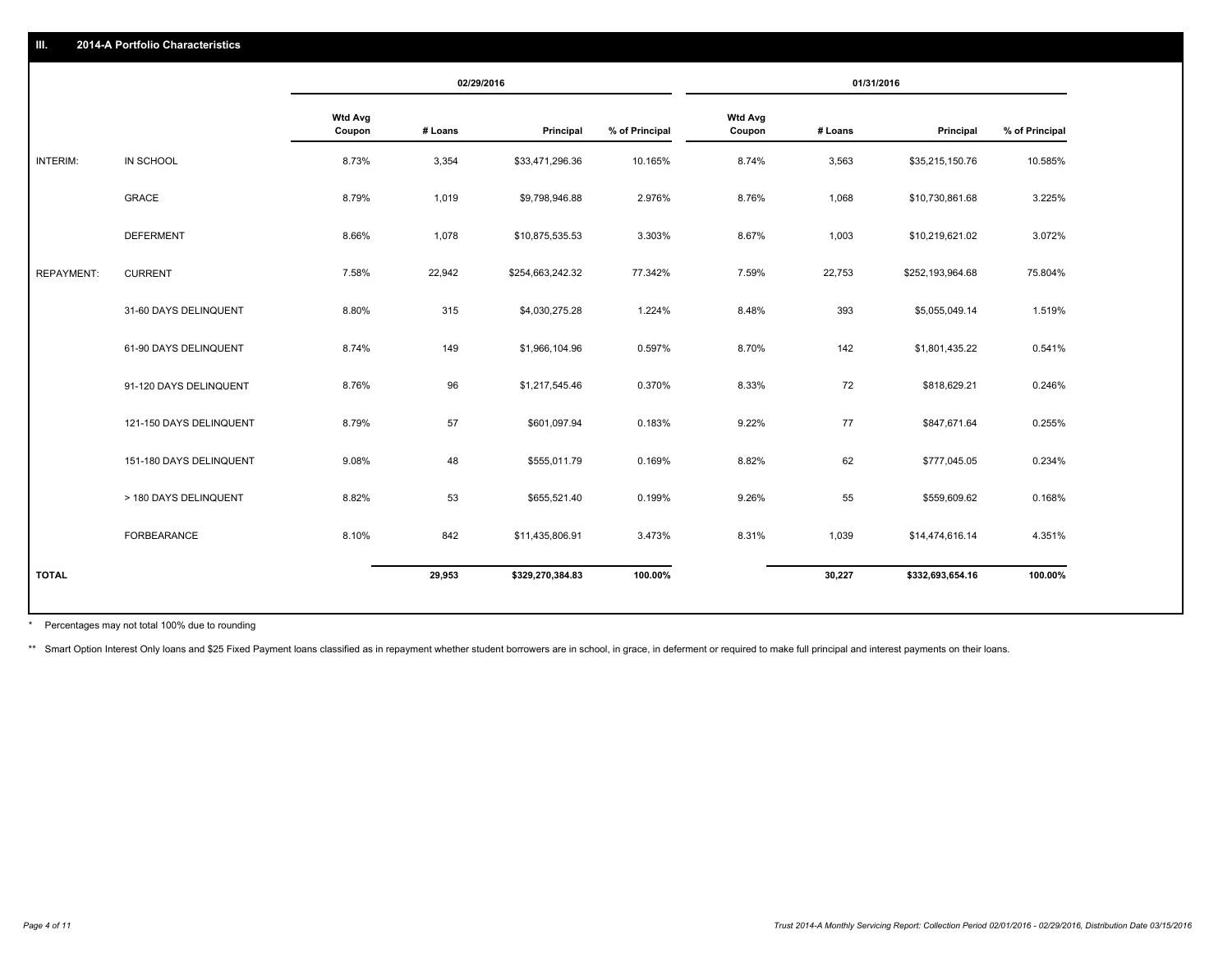## III. 2014-A Portfolio Characteristics

| | | 02/29/2016 | | | | 01/31/2016 | | | |
|---|---|---|---|---|---|---|---|---|---|
| | | Wtd Avg Coupon | # Loans | Principal | % of Principal | Wtd Avg Coupon | # Loans | Principal | % of Principal |
| INTERIM: | IN SCHOOL | 8.73% | 3,354 | $33,471,296.36 | 10.165% | 8.74% | 3,563 | $35,215,150.76 | 10.585% |
| | GRACE | 8.79% | 1,019 | $9,798,946.88 | 2.976% | 8.76% | 1,068 | $10,730,861.68 | 3.225% |
| | DEFERMENT | 8.66% | 1,078 | $10,875,535.53 | 3.303% | 8.67% | 1,003 | $10,219,621.02 | 3.072% |
| REPAYMENT: | CURRENT | 7.58% | 22,942 | $254,663,242.32 | 77.342% | 7.59% | 22,753 | $252,193,964.68 | 75.804% |
| | 31-60 DAYS DELINQUENT | 8.80% | 315 | $4,030,275.28 | 1.224% | 8.48% | 393 | $5,055,049.14 | 1.519% |
| | 61-90 DAYS DELINQUENT | 8.74% | 149 | $1,966,104.96 | 0.597% | 8.70% | 142 | $1,801,435.22 | 0.541% |
| | 91-120 DAYS DELINQUENT | 8.76% | 96 | $1,217,545.46 | 0.370% | 8.33% | 72 | $818,629.21 | 0.246% |
| | 121-150 DAYS DELINQUENT | 8.79% | 57 | $601,097.94 | 0.183% | 9.22% | 77 | $847,671.64 | 0.255% |
| | 151-180 DAYS DELINQUENT | 9.08% | 48 | $555,011.79 | 0.169% | 8.82% | 62 | $777,045.05 | 0.234% |
| | > 180 DAYS DELINQUENT | 8.82% | 53 | $655,521.40 | 0.199% | 9.26% | 55 | $559,609.62 | 0.168% |
| | FORBEARANCE | 8.10% | 842 | $11,435,806.91 | 3.473% | 8.31% | 1,039 | $14,474,616.14 | 4.351% |
| **TOTAL** | | | **29,953** | **$329,270,384.83** | **100.00%** | | **30,227** | **$332,693,654.16** | **100.00%** |

* Percentages may not total 100% due to rounding

** Smart Option Interest Only loans and $25 Fixed Payment loans classified as in repayment whether student borrowers are in school, in grace, in deferment or required to make full principal and interest payments on their loans.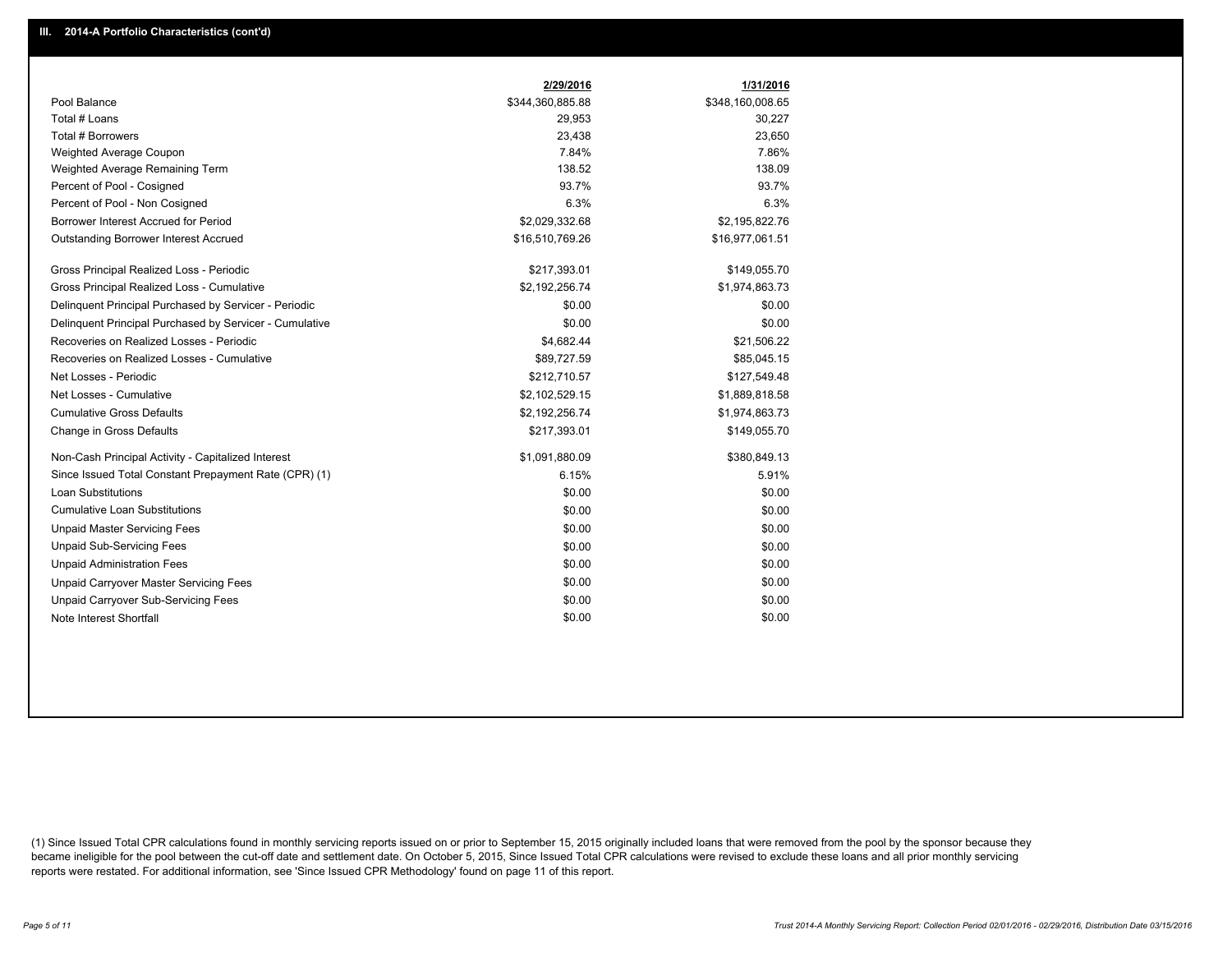## III. 2014-A Portfolio Characteristics (cont'd)

| | 2/29/2016 | 1/31/2016 |
|---|---|---|
| Pool Balance | $344,360,885.88 | $348,160,008.65 |
| Total # Loans | 29,953 | 30,227 |
| Total # Borrowers | 23,438 | 23,650 |
| Weighted Average Coupon | 7.84% | 7.86% |
| Weighted Average Remaining Term | 138.52 | 138.09 |
| Percent of Pool - Cosigned | 93.7% | 93.7% |
| Percent of Pool - Non Cosigned | 6.3% | 6.3% |
| Borrower Interest Accrued for Period | $2,029,332.68 | $2,195,822.76 |
| Outstanding Borrower Interest Accrued | $16,510,769.26 | $16,977,061.51 |
| Gross Principal Realized Loss - Periodic | $217,393.01 | $149,055.70 |
| Gross Principal Realized Loss - Cumulative | $2,192,256.74 | $1,974,863.73 |
| Delinquent Principal Purchased by Servicer - Periodic | $0.00 | $0.00 |
| Delinquent Principal Purchased by Servicer - Cumulative | $0.00 | $0.00 |
| Recoveries on Realized Losses - Periodic | $4,682.44 | $21,506.22 |
| Recoveries on Realized Losses - Cumulative | $89,727.59 | $85,045.15 |
| Net Losses - Periodic | $212,710.57 | $127,549.48 |
| Net Losses - Cumulative | $2,102,529.15 | $1,889,818.58 |
| Cumulative Gross Defaults | $2,192,256.74 | $1,974,863.73 |
| Change in Gross Defaults | $217,393.01 | $149,055.70 |
| Non-Cash Principal Activity - Capitalized Interest | $1,091,880.09 | $380,849.13 |
| Since Issued Total Constant Prepayment Rate (CPR) (1) | 6.15% | 5.91% |
| Loan Substitutions | $0.00 | $0.00 |
| Cumulative Loan Substitutions | $0.00 | $0.00 |
| Unpaid Master Servicing Fees | $0.00 | $0.00 |
| Unpaid Sub-Servicing Fees | $0.00 | $0.00 |
| Unpaid Administration Fees | $0.00 | $0.00 |
| Unpaid Carryover Master Servicing Fees | $0.00 | $0.00 |
| Unpaid Carryover Sub-Servicing Fees | $0.00 | $0.00 |
| Note Interest Shortfall | $0.00 | $0.00 |

(1) Since Issued Total CPR calculations found in monthly servicing reports issued on or prior to September 15, 2015 originally included loans that were removed from the pool by the sponsor because they became ineligible for the pool between the cut-off date and settlement date. On October 5, 2015, Since Issued Total CPR calculations were revised to exclude these loans and all prior monthly servicing reports were restated. For additional information, see 'Since Issued CPR Methodology' found on page 11 of this report.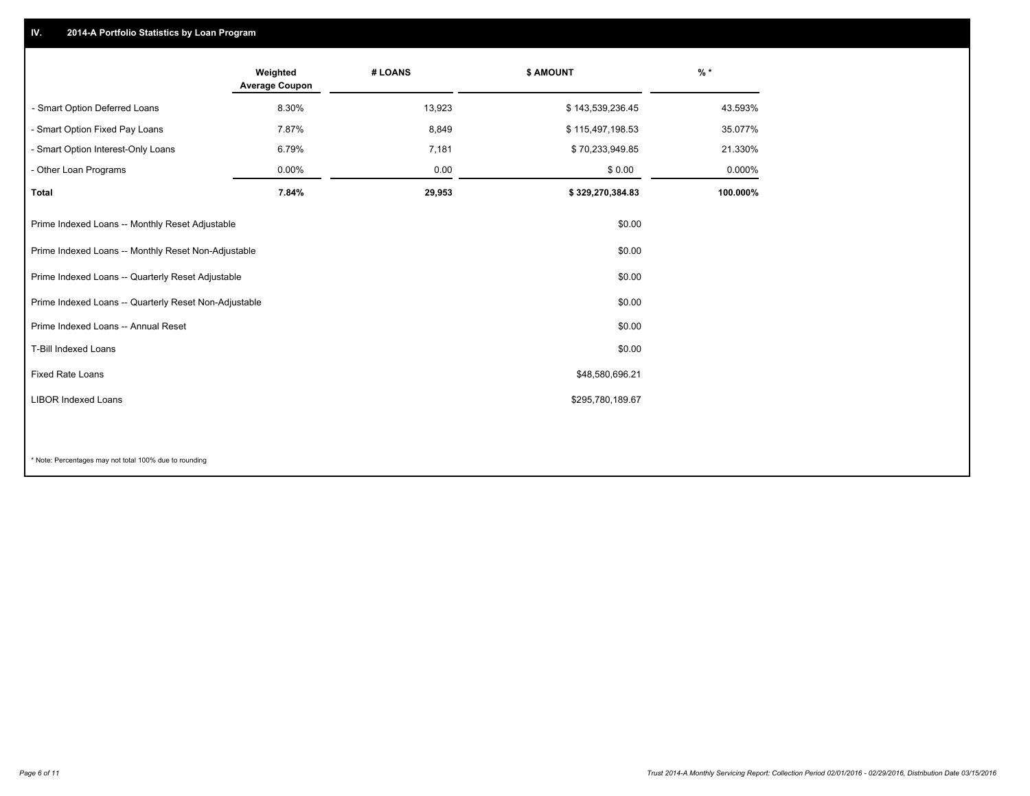## IV. 2014-A Portfolio Statistics by Loan Program

| | Weighted Average Coupon | # LOANS | $ AMOUNT | % * |
|---|---|---|---|---|
| - Smart Option Deferred Loans | 8.30% | 13,923 | $ 143,539,236.45 | 43.593% |
| - Smart Option Fixed Pay Loans | 7.87% | 8,849 | $ 115,497,198.53 | 35.077% |
| - Smart Option Interest-Only Loans | 6.79% | 7,181 | $ 70,233,949.85 | 21.330% |
| - Other Loan Programs | 0.00% | 0.00 | $ 0.00 | 0.000% |
| **Total** | **7.84%** | **29,953** | **$ 329,270,384.83** | **100.000%** |

| | |
|---|---|
| Prime Indexed Loans -- Monthly Reset Adjustable | $0.00 |
| Prime Indexed Loans -- Monthly Reset Non-Adjustable | $0.00 |
| Prime Indexed Loans -- Quarterly Reset Adjustable | $0.00 |
| Prime Indexed Loans -- Quarterly Reset Non-Adjustable | $0.00 |
| Prime Indexed Loans -- Annual Reset | $0.00 |
| T-Bill Indexed Loans | $0.00 |
| Fixed Rate Loans | $48,580,696.21 |
| LIBOR Indexed Loans | $295,780,189.67 |

* Note: Percentages may not total 100% due to rounding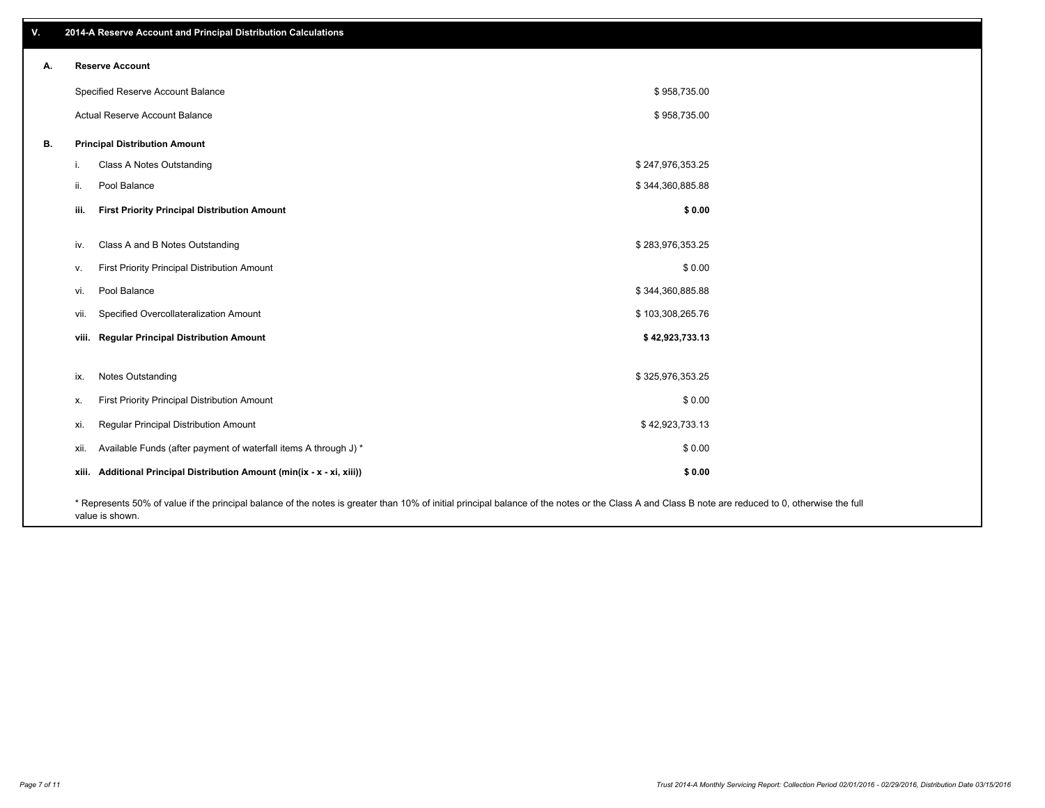## V. 2014-A Reserve Account and Principal Distribution Calculations

### A. Reserve Account

| | |
|---|---|
| Specified Reserve Account Balance | $ 958,735.00 |
| Actual Reserve Account Balance | $ 958,735.00 |

### B. Principal Distribution Amount

| | | |
|---|---|---|
| i. | Class A Notes Outstanding | $ 247,976,353.25 |
| ii. | Pool Balance | $ 344,360,885.88 |
| **iii.** | **First Priority Principal Distribution Amount** | **$ 0.00** |
| iv. | Class A and B Notes Outstanding | $ 283,976,353.25 |
| v. | First Priority Principal Distribution Amount | $ 0.00 |
| vi. | Pool Balance | $ 344,360,885.88 |
| vii. | Specified Overcollateralization Amount | $ 103,308,265.76 |
| **viii.** | **Regular Principal Distribution Amount** | **$ 42,923,733.13** |
| ix. | Notes Outstanding | $ 325,976,353.25 |
| x. | First Priority Principal Distribution Amount | $ 0.00 |
| xi. | Regular Principal Distribution Amount | $ 42,923,733.13 |
| xii. | Available Funds (after payment of waterfall items A through J) * | $ 0.00 |
| **xiii.** | **Additional Principal Distribution Amount (min(ix - x - xi, xiii))** | **$ 0.00** |

* Represents 50% of value if the principal balance of the notes is greater than 10% of initial principal balance of the notes or the Class A and Class B note are reduced to 0, otherwise the full value is shown.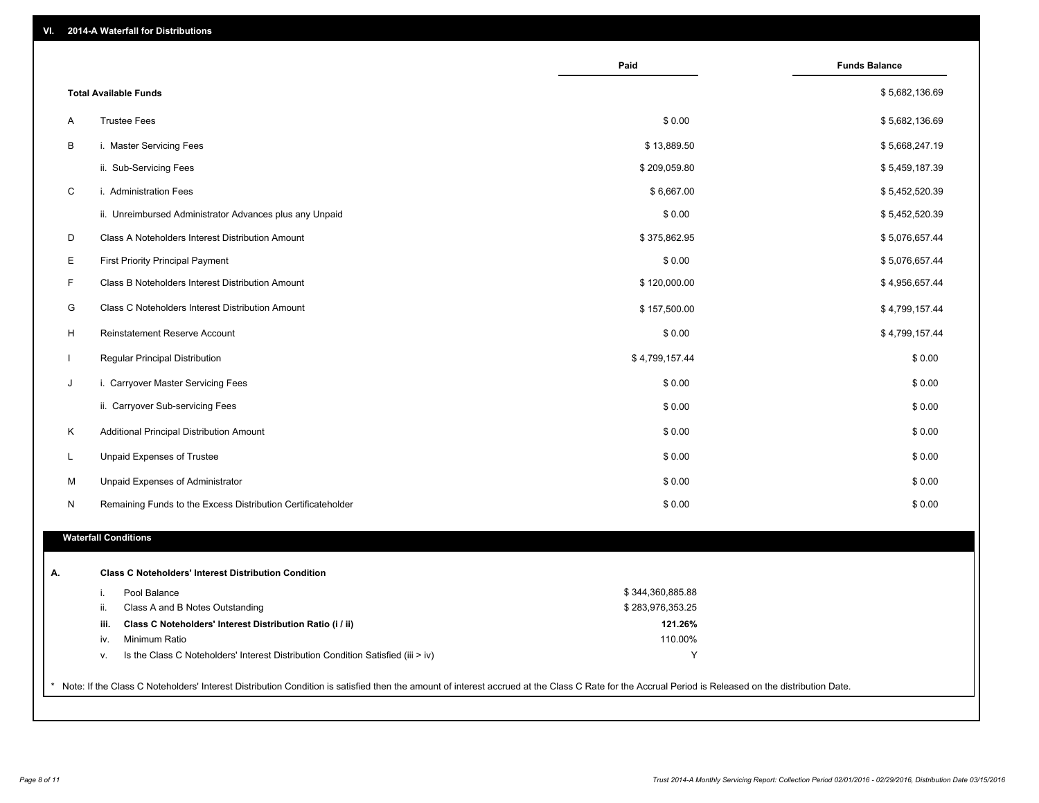## VI. 2014-A Waterfall for Distributions

| | | Paid | Funds Balance |
|---|---|---|---|
| | **Total Available Funds** | | $ 5,682,136.69 |
| A | Trustee Fees | $ 0.00 | $ 5,682,136.69 |
| B | i. Master Servicing Fees | $ 13,889.50 | $ 5,668,247.19 |
| | ii. Sub-Servicing Fees | $ 209,059.80 | $ 5,459,187.39 |
| C | i. Administration Fees | $ 6,667.00 | $ 5,452,520.39 |
| | ii. Unreimbursed Administrator Advances plus any Unpaid | $ 0.00 | $ 5,452,520.39 |
| D | Class A Noteholders Interest Distribution Amount | $ 375,862.95 | $ 5,076,657.44 |
| E | First Priority Principal Payment | $ 0.00 | $ 5,076,657.44 |
| F | Class B Noteholders Interest Distribution Amount | $ 120,000.00 | $ 4,956,657.44 |
| G | Class C Noteholders Interest Distribution Amount | $ 157,500.00 | $ 4,799,157.44 |
| H | Reinstatement Reserve Account | $ 0.00 | $ 4,799,157.44 |
| I | Regular Principal Distribution | $ 4,799,157.44 | $ 0.00 |
| J | i. Carryover Master Servicing Fees | $ 0.00 | $ 0.00 |
| | ii. Carryover Sub-servicing Fees | $ 0.00 | $ 0.00 |
| K | Additional Principal Distribution Amount | $ 0.00 | $ 0.00 |
| L | Unpaid Expenses of Trustee | $ 0.00 | $ 0.00 |
| M | Unpaid Expenses of Administrator | $ 0.00 | $ 0.00 |
| N | Remaining Funds to the Excess Distribution Certificateholder | $ 0.00 | $ 0.00 |

### Waterfall Conditions

**A. Class C Noteholders' Interest Distribution Condition**

| | | |
|---|---|---|
| i. | Pool Balance | $ 344,360,885.88 |
| ii. | Class A and B Notes Outstanding | $ 283,976,353.25 |
| **iii.** | **Class C Noteholders' Interest Distribution Ratio (i / ii)** | **121.26%** |
| iv. | Minimum Ratio | 110.00% |
| v. | Is the Class C Noteholders' Interest Distribution Condition Satisfied (iii > iv) | Y |

* Note: If the Class C Noteholders' Interest Distribution Condition is satisfied then the amount of interest accrued at the Class C Rate for the Accrual Period is Released on the distribution Date.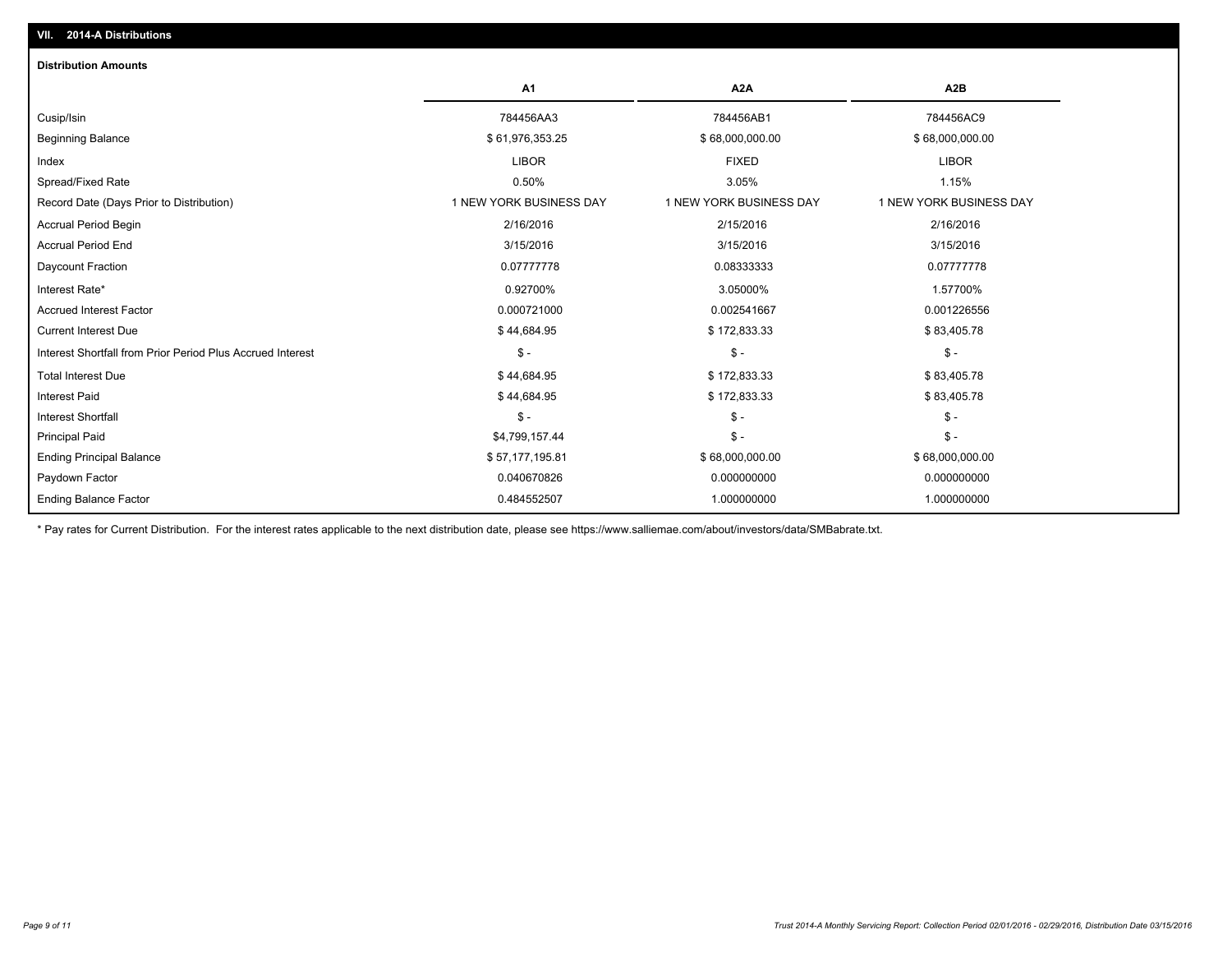## VII. 2014-A Distributions

### Distribution Amounts

| | A1 | A2A | A2B |
|---|---|---|---|
| Cusip/Isin | 784456AA3 | 784456AB1 | 784456AC9 |
| Beginning Balance | $ 61,976,353.25 | $ 68,000,000.00 | $ 68,000,000.00 |
| Index | LIBOR | FIXED | LIBOR |
| Spread/Fixed Rate | 0.50% | 3.05% | 1.15% |
| Record Date (Days Prior to Distribution) | 1 NEW YORK BUSINESS DAY | 1 NEW YORK BUSINESS DAY | 1 NEW YORK BUSINESS DAY |
| Accrual Period Begin | 2/16/2016 | 2/15/2016 | 2/16/2016 |
| Accrual Period End | 3/15/2016 | 3/15/2016 | 3/15/2016 |
| Daycount Fraction | 0.07777778 | 0.08333333 | 0.07777778 |
| Interest Rate* | 0.92700% | 3.05000% | 1.57700% |
| Accrued Interest Factor | 0.000721000 | 0.002541667 | 0.001226556 |
| Current Interest Due | $ 44,684.95 | $ 172,833.33 | $ 83,405.78 |
| Interest Shortfall from Prior Period Plus Accrued Interest | $ - | $ - | $ - |
| Total Interest Due | $ 44,684.95 | $ 172,833.33 | $ 83,405.78 |
| Interest Paid | $ 44,684.95 | $ 172,833.33 | $ 83,405.78 |
| Interest Shortfall | $ - | $ - | $ - |
| Principal Paid | $4,799,157.44 | $ - | $ - |
| Ending Principal Balance | $ 57,177,195.81 | $ 68,000,000.00 | $ 68,000,000.00 |
| Paydown Factor | 0.040670826 | 0.000000000 | 0.000000000 |
| Ending Balance Factor | 0.484552507 | 1.000000000 | 1.000000000 |

* Pay rates for Current Distribution. For the interest rates applicable to the next distribution date, please see https://www.salliemae.com/about/investors/data/SMBabrate.txt.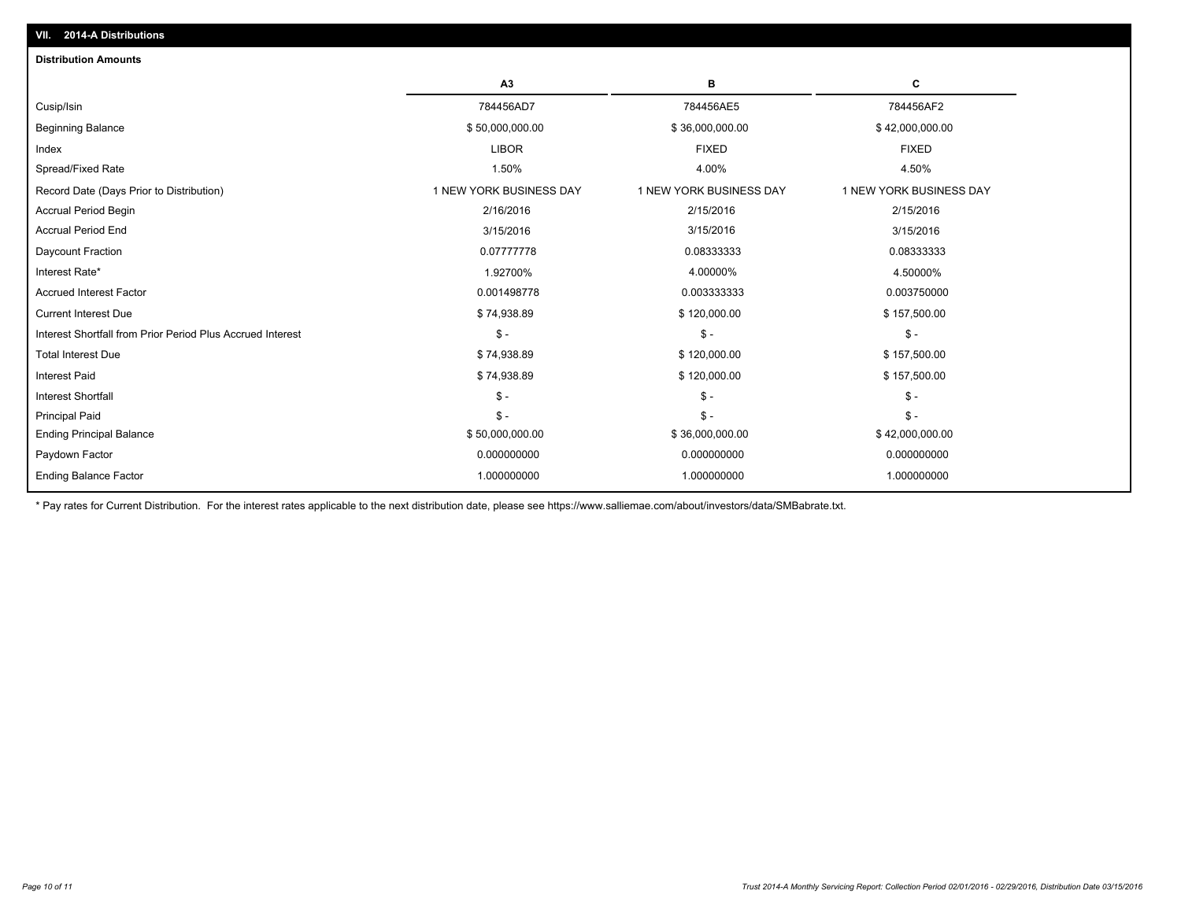## VII. 2014-A Distributions

### Distribution Amounts

| | A3 | B | C |
|---|---|---|---|
| Cusip/Isin | 784456AD7 | 784456AE5 | 784456AF2 |
| Beginning Balance | $ 50,000,000.00 | $ 36,000,000.00 | $ 42,000,000.00 |
| Index | LIBOR | FIXED | FIXED |
| Spread/Fixed Rate | 1.50% | 4.00% | 4.50% |
| Record Date (Days Prior to Distribution) | 1 NEW YORK BUSINESS DAY | 1 NEW YORK BUSINESS DAY | 1 NEW YORK BUSINESS DAY |
| Accrual Period Begin | 2/16/2016 | 2/15/2016 | 2/15/2016 |
| Accrual Period End | 3/15/2016 | 3/15/2016 | 3/15/2016 |
| Daycount Fraction | 0.07777778 | 0.08333333 | 0.08333333 |
| Interest Rate* | 1.92700% | 4.00000% | 4.50000% |
| Accrued Interest Factor | 0.001498778 | 0.003333333 | 0.003750000 |
| Current Interest Due | $ 74,938.89 | $ 120,000.00 | $ 157,500.00 |
| Interest Shortfall from Prior Period Plus Accrued Interest | $ - | $ - | $ - |
| Total Interest Due | $ 74,938.89 | $ 120,000.00 | $ 157,500.00 |
| Interest Paid | $ 74,938.89 | $ 120,000.00 | $ 157,500.00 |
| Interest Shortfall | $ - | $ - | $ - |
| Principal Paid | $ - | $ - | $ - |
| Ending Principal Balance | $ 50,000,000.00 | $ 36,000,000.00 | $ 42,000,000.00 |
| Paydown Factor | 0.000000000 | 0.000000000 | 0.000000000 |
| Ending Balance Factor | 1.000000000 | 1.000000000 | 1.000000000 |

* Pay rates for Current Distribution. For the interest rates applicable to the next distribution date, please see https://www.salliemae.com/about/investors/data/SMBabrate.txt.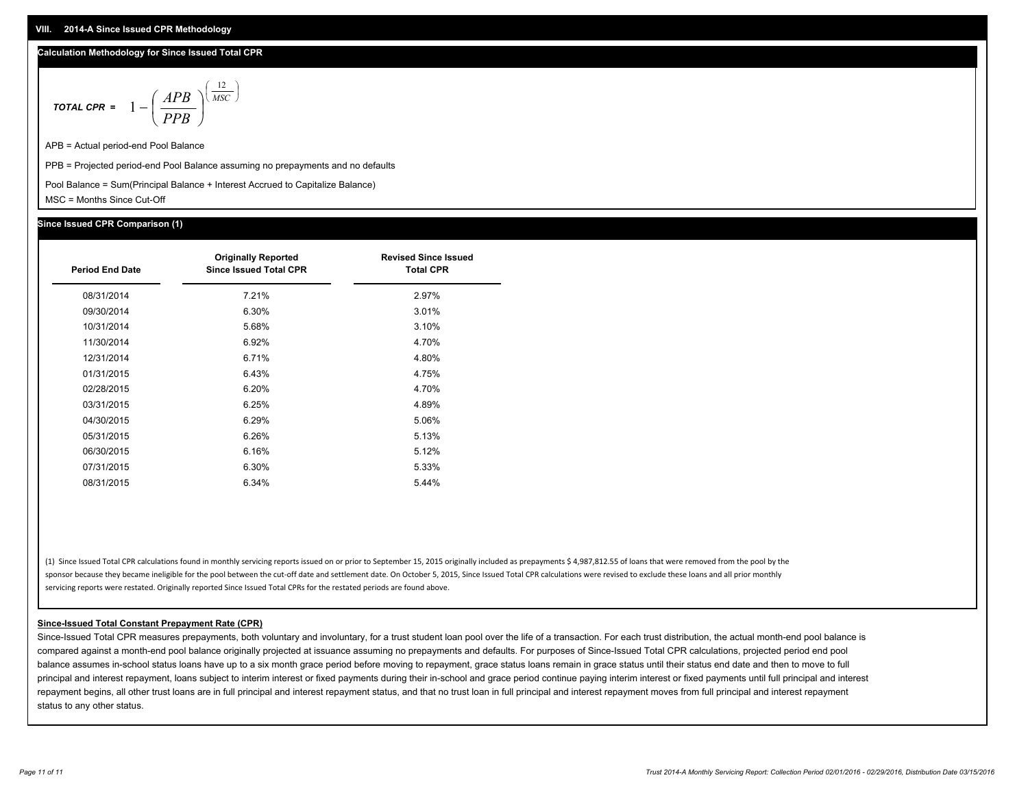## VIII. 2014-A Since Issued CPR Methodology

### Calculation Methodology for Since Issued Total CPR

$$\textit{TOTAL CPR} = 1 - \left(\frac{APB}{PPB}\right)^{\left(\frac{12}{MSC}\right)}$$

APB = Actual period-end Pool Balance

PPB = Projected period-end Pool Balance assuming no prepayments and no defaults

Pool Balance = Sum(Principal Balance + Interest Accrued to Capitalize Balance)

MSC = Months Since Cut-Off

### Since Issued CPR Comparison (1)

| Period End Date | Originally Reported Since Issued Total CPR | Revised Since Issued Total CPR |
|---|---|---|
| 08/31/2014 | 7.21% | 2.97% |
| 09/30/2014 | 6.30% | 3.01% |
| 10/31/2014 | 5.68% | 3.10% |
| 11/30/2014 | 6.92% | 4.70% |
| 12/31/2014 | 6.71% | 4.80% |
| 01/31/2015 | 6.43% | 4.75% |
| 02/28/2015 | 6.20% | 4.70% |
| 03/31/2015 | 6.25% | 4.89% |
| 04/30/2015 | 6.29% | 5.06% |
| 05/31/2015 | 6.26% | 5.13% |
| 06/30/2015 | 6.16% | 5.12% |
| 07/31/2015 | 6.30% | 5.33% |
| 08/31/2015 | 6.34% | 5.44% |

(1) Since Issued Total CPR calculations found in monthly servicing reports issued on or prior to September 15, 2015 originally included as prepayments $ 4,987,812.55 of loans that were removed from the pool by the sponsor because they became ineligible for the pool between the cut-off date and settlement date. On October 5, 2015, Since Issued Total CPR calculations were revised to exclude these loans and all prior monthly servicing reports were restated. Originally reported Since Issued Total CPRs for the restated periods are found above.

**Since-Issued Total Constant Prepayment Rate (CPR)**

Since-Issued Total CPR measures prepayments, both voluntary and involuntary, for a trust student loan pool over the life of a transaction. For each trust distribution, the actual month-end pool balance is compared against a month-end pool balance originally projected at issuance assuming no prepayments and defaults. For purposes of Since-Issued Total CPR calculations, projected period end pool balance assumes in-school status loans have up to a six month grace period before moving to repayment, grace status loans remain in grace status until their status end date and then to move to full principal and interest repayment, loans subject to interim interest or fixed payments during their in-school and grace period continue paying interim interest or fixed payments until full principal and interest repayment begins, all other trust loans are in full principal and interest repayment status, and that no trust loan in full principal and interest repayment moves from full principal and interest repayment status to any other status.